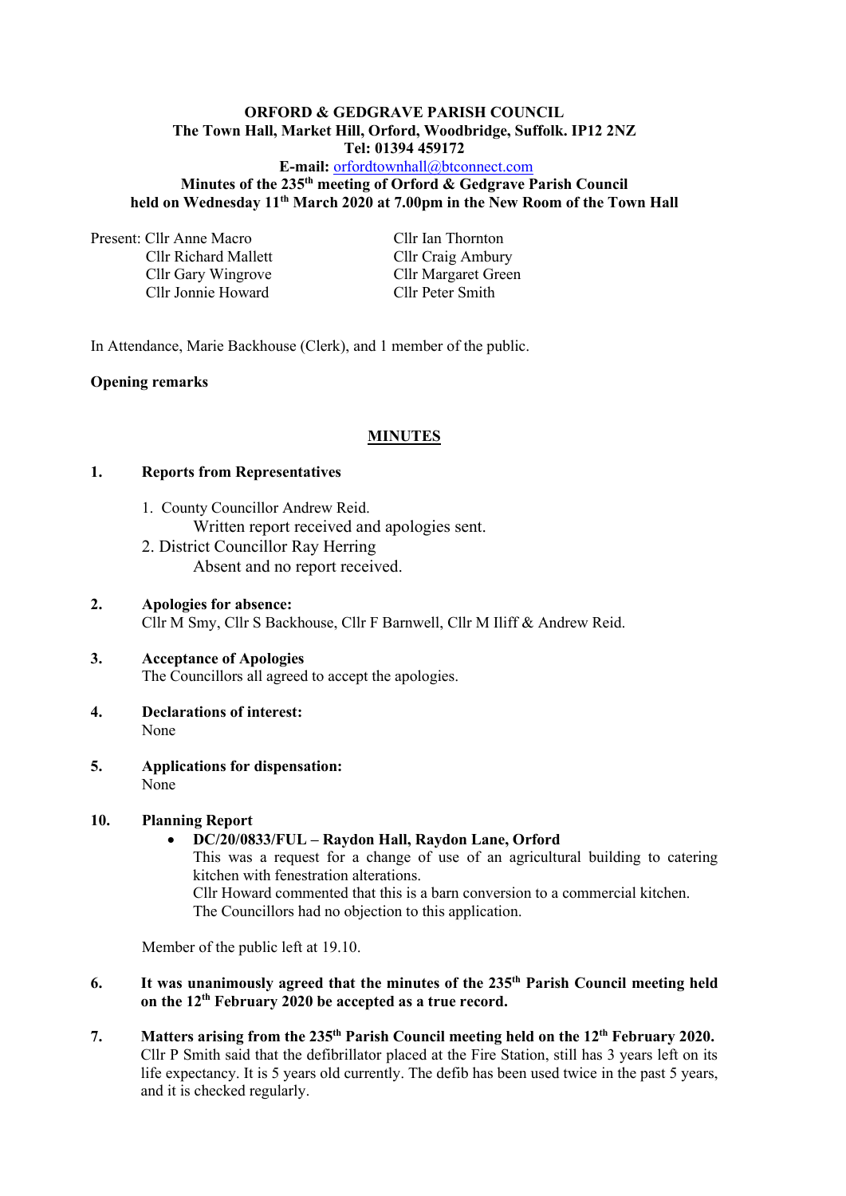**ORFORD & GEDGRAVE PARISH COUNCIL**
**The Town Hall, Market Hill, Orford, Woodbridge, Suffolk. IP12 2NZ**
**Tel: 01394 459172**
**E-mail:** orfordtownhall@btconnect.com
**Minutes of the 235th meeting of Orford & Gedgrave Parish Council held on Wednesday 11th March 2020 at 7.00pm in the New Room of the Town Hall**

Present: Cllr Anne Macro
Cllr Richard Mallett
Cllr Gary Wingrove
Cllr Jonnie Howard
Cllr Ian Thornton
Cllr Craig Ambury
Cllr Margaret Green
Cllr Peter Smith

In Attendance, Marie Backhouse (Clerk), and 1 member of the public.

**Opening remarks**

## MINUTES

**1. Reports from Representatives**

1. County Councillor Andrew Reid.
   Written report received and apologies sent.
2. District Councillor Ray Herring
   Absent and no report received.

**2. Apologies for absence:**
Cllr M Smy, Cllr S Backhouse, Cllr F Barnwell, Cllr M Iliff & Andrew Reid.

**3. Acceptance of Apologies**
The Councillors all agreed to accept the apologies.

**4. Declarations of interest:**
None

**5. Applications for dispensation:**
None

**10. Planning Report**

- **DC/20/0833/FUL – Raydon Hall, Raydon Lane, Orford**
  This was a request for a change of use of an agricultural building to catering kitchen with fenestration alterations.
  Cllr Howard commented that this is a barn conversion to a commercial kitchen.
  The Councillors had no objection to this application.

Member of the public left at 19.10.

**6. It was unanimously agreed that the minutes of the 235th Parish Council meeting held on the 12th February 2020 be accepted as a true record.**

**7. Matters arising from the 235th Parish Council meeting held on the 12th February 2020.**
Cllr P Smith said that the defibrillator placed at the Fire Station, still has 3 years left on its life expectancy. It is 5 years old currently. The defib has been used twice in the past 5 years, and it is checked regularly.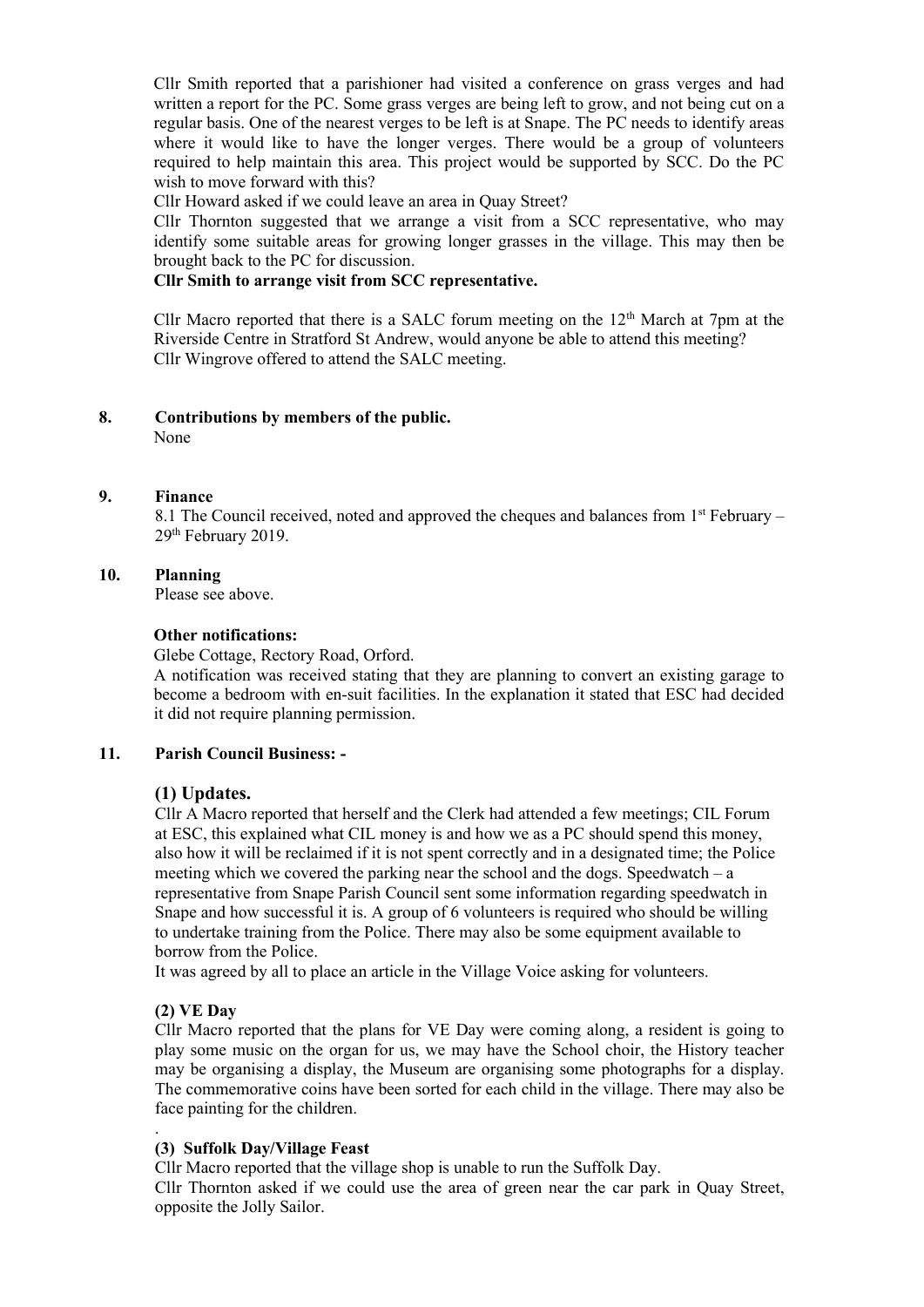Cllr Smith reported that a parishioner had visited a conference on grass verges and had written a report for the PC. Some grass verges are being left to grow, and not being cut on a regular basis. One of the nearest verges to be left is at Snape. The PC needs to identify areas where it would like to have the longer verges. There would be a group of volunteers required to help maintain this area. This project would be supported by SCC. Do the PC wish to move forward with this?

Cllr Howard asked if we could leave an area in Quay Street?

Cllr Thornton suggested that we arrange a visit from a SCC representative, who may identify some suitable areas for growing longer grasses in the village. This may then be brought back to the PC for discussion.

**Cllr Smith to arrange visit from SCC representative.**

Cllr Macro reported that there is a SALC forum meeting on the 12th March at 7pm at the Riverside Centre in Stratford St Andrew, would anyone be able to attend this meeting?
Cllr Wingrove offered to attend the SALC meeting.

**8. Contributions by members of the public.**

None

**9. Finance**

8.1 The Council received, noted and approved the cheques and balances from 1st February – 29th February 2019.

**10. Planning**

Please see above.

**Other notifications:**

Glebe Cottage, Rectory Road, Orford.
A notification was received stating that they are planning to convert an existing garage to become a bedroom with en-suit facilities. In the explanation it stated that ESC had decided it did not require planning permission.

**11. Parish Council Business: -**

### (1) Updates.

Cllr A Macro reported that herself and the Clerk had attended a few meetings; CIL Forum at ESC, this explained what CIL money is and how we as a PC should spend this money, also how it will be reclaimed if it is not spent correctly and in a designated time; the Police meeting which we covered the parking near the school and the dogs. Speedwatch – a representative from Snape Parish Council sent some information regarding speedwatch in Snape and how successful it is. A group of 6 volunteers is required who should be willing to undertake training from the Police. There may also be some equipment available to borrow from the Police.

It was agreed by all to place an article in the Village Voice asking for volunteers.

**(2) VE Day**

Cllr Macro reported that the plans for VE Day were coming along, a resident is going to play some music on the organ for us, we may have the School choir, the History teacher may be organising a display, the Museum are organising some photographs for a display. The commemorative coins have been sorted for each child in the village. There may also be face painting for the children.

.

**(3) Suffolk Day/Village Feast**

Cllr Macro reported that the village shop is unable to run the Suffolk Day.

Cllr Thornton asked if we could use the area of green near the car park in Quay Street, opposite the Jolly Sailor.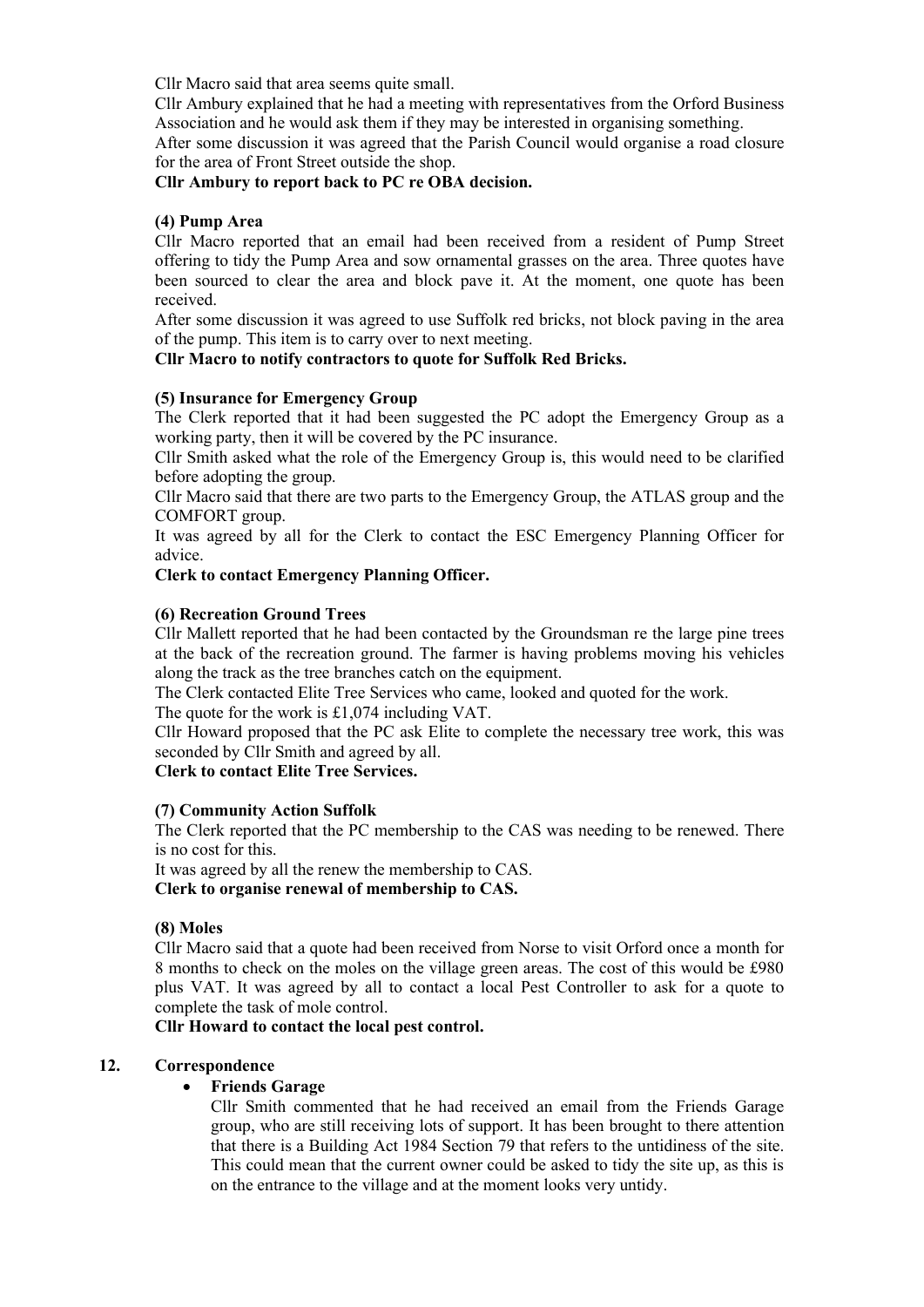Cllr Macro said that area seems quite small.

Cllr Ambury explained that he had a meeting with representatives from the Orford Business Association and he would ask them if they may be interested in organising something.

After some discussion it was agreed that the Parish Council would organise a road closure for the area of Front Street outside the shop.

**Cllr Ambury to report back to PC re OBA decision.**

**(4) Pump Area**

Cllr Macro reported that an email had been received from a resident of Pump Street offering to tidy the Pump Area and sow ornamental grasses on the area. Three quotes have been sourced to clear the area and block pave it. At the moment, one quote has been received.

After some discussion it was agreed to use Suffolk red bricks, not block paving in the area of the pump. This item is to carry over to next meeting.

**Cllr Macro to notify contractors to quote for Suffolk Red Bricks.**

**(5) Insurance for Emergency Group**

The Clerk reported that it had been suggested the PC adopt the Emergency Group as a working party, then it will be covered by the PC insurance.

Cllr Smith asked what the role of the Emergency Group is, this would need to be clarified before adopting the group.

Cllr Macro said that there are two parts to the Emergency Group, the ATLAS group and the COMFORT group.

It was agreed by all for the Clerk to contact the ESC Emergency Planning Officer for advice.

**Clerk to contact Emergency Planning Officer.**

**(6) Recreation Ground Trees**

Cllr Mallett reported that he had been contacted by the Groundsman re the large pine trees at the back of the recreation ground. The farmer is having problems moving his vehicles along the track as the tree branches catch on the equipment.

The Clerk contacted Elite Tree Services who came, looked and quoted for the work.

The quote for the work is £1,074 including VAT.

Cllr Howard proposed that the PC ask Elite to complete the necessary tree work, this was seconded by Cllr Smith and agreed by all.

**Clerk to contact Elite Tree Services.**

**(7) Community Action Suffolk**

The Clerk reported that the PC membership to the CAS was needing to be renewed. There is no cost for this.

It was agreed by all the renew the membership to CAS.

**Clerk to organise renewal of membership to CAS.**

**(8) Moles**

Cllr Macro said that a quote had been received from Norse to visit Orford once a month for 8 months to check on the moles on the village green areas. The cost of this would be £980 plus VAT. It was agreed by all to contact a local Pest Controller to ask for a quote to complete the task of mole control.

**Cllr Howard to contact the local pest control.**

**12. Correspondence**

- **Friends Garage**

  Cllr Smith commented that he had received an email from the Friends Garage group, who are still receiving lots of support. It has been brought to there attention that there is a Building Act 1984 Section 79 that refers to the untidiness of the site. This could mean that the current owner could be asked to tidy the site up, as this is on the entrance to the village and at the moment looks very untidy.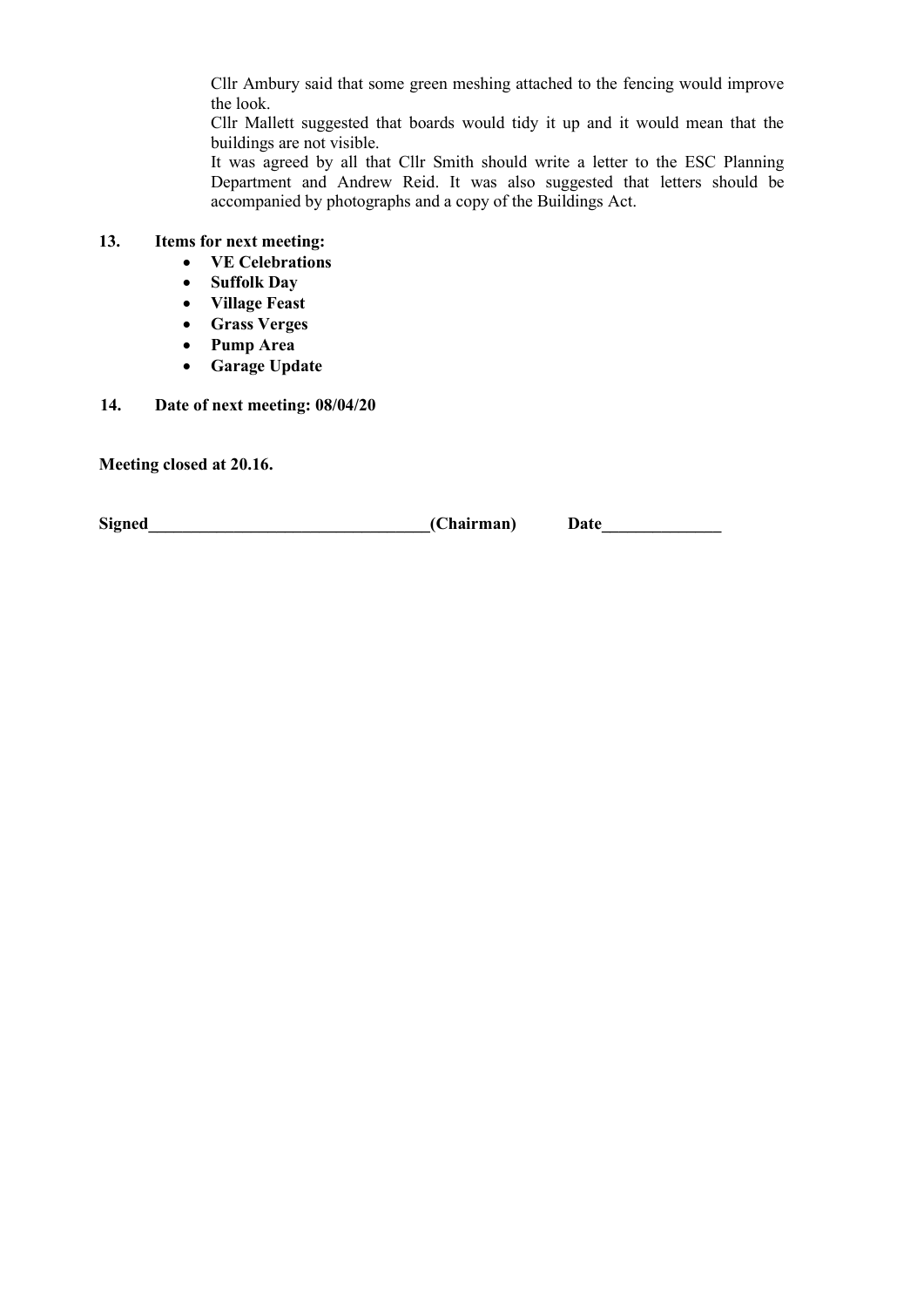Cllr Ambury said that some green meshing attached to the fencing would improve the look.

Cllr Mallett suggested that boards would tidy it up and it would mean that the buildings are not visible.

It was agreed by all that Cllr Smith should write a letter to the ESC Planning Department and Andrew Reid. It was also suggested that letters should be accompanied by photographs and a copy of the Buildings Act.

**13. Items for next meeting:**

- **VE Celebrations**
- **Suffolk Day**
- **Village Feast**
- **Grass Verges**
- **Pump Area**
- **Garage Update**

**14. Date of next meeting: 08/04/20**

**Meeting closed at 20.16.**

**Signed\_\_\_\_\_\_\_\_\_\_\_\_\_\_\_\_\_\_\_\_\_\_\_\_\_\_\_\_\_\_\_\_(Chairman) Date\_\_\_\_\_\_\_\_\_\_\_\_\_\_**